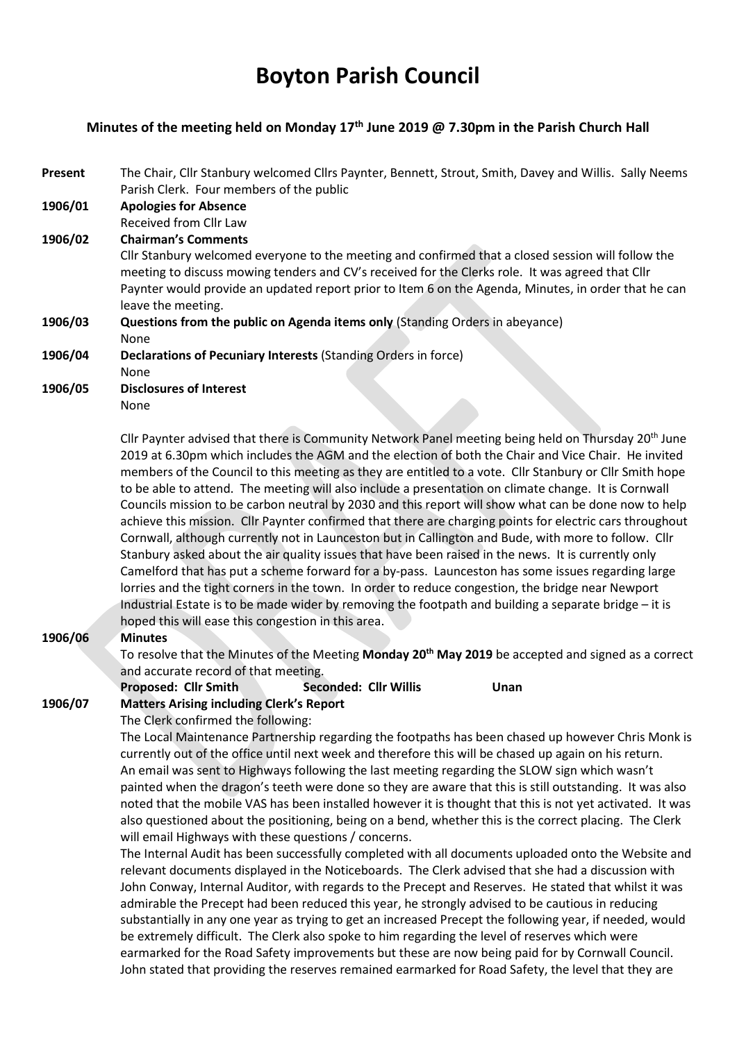# Boyton Parish Council

**Minutes of the meeting held on Monday 17th June 2019 @ 7.30pm in the Parish Church Hall**

**Present** The Chair, Cllr Stanbury welcomed Cllrs Paynter, Bennett, Strout, Smith, Davey and Willis. Sally Neems Parish Clerk. Four members of the public

**1906/01 Apologies for Absence**

Received from Cllr Law

**1906/02 Chairman's Comments**

Cllr Stanbury welcomed everyone to the meeting and confirmed that a closed session will follow the meeting to discuss mowing tenders and CV's received for the Clerks role. It was agreed that Cllr Paynter would provide an updated report prior to Item 6 on the Agenda, Minutes, in order that he can leave the meeting.

**1906/03 Questions from the public on Agenda items only** (Standing Orders in abeyance)

None

**1906/04 Declarations of Pecuniary Interests** (Standing Orders in force)

None

**1906/05 Disclosures of Interest**

None

Cllr Paynter advised that there is Community Network Panel meeting being held on Thursday 20th June 2019 at 6.30pm which includes the AGM and the election of both the Chair and Vice Chair. He invited members of the Council to this meeting as they are entitled to a vote. Cllr Stanbury or Cllr Smith hope to be able to attend. The meeting will also include a presentation on climate change. It is Cornwall Councils mission to be carbon neutral by 2030 and this report will show what can be done now to help achieve this mission. Cllr Paynter confirmed that there are charging points for electric cars throughout Cornwall, although currently not in Launceston but in Callington and Bude, with more to follow. Cllr Stanbury asked about the air quality issues that have been raised in the news. It is currently only Camelford that has put a scheme forward for a by-pass. Launceston has some issues regarding large lorries and the tight corners in the town. In order to reduce congestion, the bridge near Newport Industrial Estate is to be made wider by removing the footpath and building a separate bridge – it is hoped this will ease this congestion in this area.

**1906/06 Minutes**

To resolve that the Minutes of the Meeting **Monday 20th May 2019** be accepted and signed as a correct and accurate record of that meeting.

**Proposed: Cllr Smith Seconded: Cllr Willis Unan**

**1906/07 Matters Arising including Clerk's Report**

The Clerk confirmed the following:

The Local Maintenance Partnership regarding the footpaths has been chased up however Chris Monk is currently out of the office until next week and therefore this will be chased up again on his return.

An email was sent to Highways following the last meeting regarding the SLOW sign which wasn't painted when the dragon's teeth were done so they are aware that this is still outstanding. It was also noted that the mobile VAS has been installed however it is thought that this is not yet activated. It was also questioned about the positioning, being on a bend, whether this is the correct placing. The Clerk will email Highways with these questions / concerns.

The Internal Audit has been successfully completed with all documents uploaded onto the Website and relevant documents displayed in the Noticeboards. The Clerk advised that she had a discussion with John Conway, Internal Auditor, with regards to the Precept and Reserves. He stated that whilst it was admirable the Precept had been reduced this year, he strongly advised to be cautious in reducing substantially in any one year as trying to get an increased Precept the following year, if needed, would be extremely difficult. The Clerk also spoke to him regarding the level of reserves which were earmarked for the Road Safety improvements but these are now being paid for by Cornwall Council. John stated that providing the reserves remained earmarked for Road Safety, the level that they are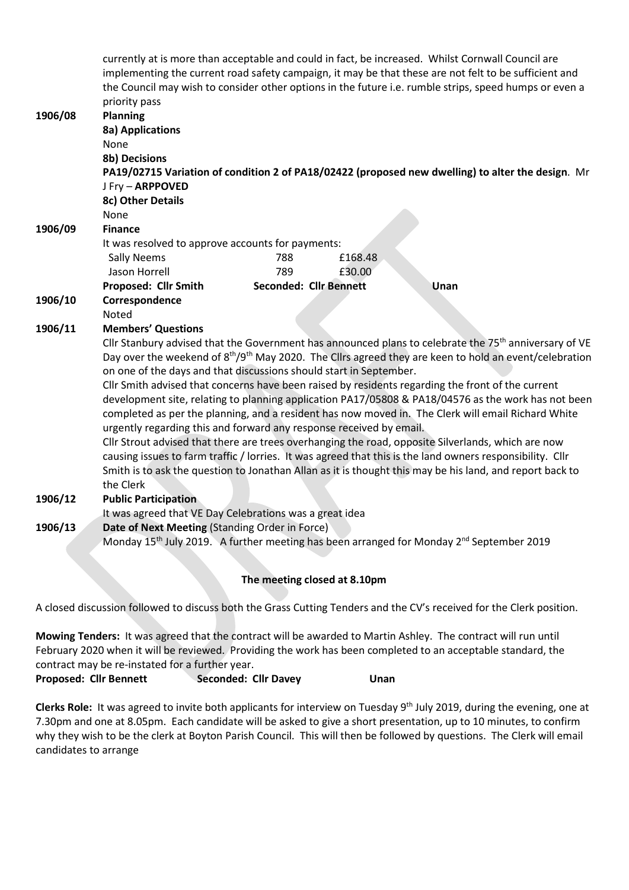currently at is more than acceptable and could in fact, be increased. Whilst Cornwall Council are implementing the current road safety campaign, it may be that these are not felt to be sufficient and the Council may wish to consider other options in the future i.e. rumble strips, speed humps or even a priority pass

**1906/08 Planning**

**8a) Applications**

None

**8b) Decisions**

**PA19/02715 Variation of condition 2 of PA18/02422 (proposed new dwelling) to alter the design**. Mr J Fry – **ARPPOVED**

**8c) Other Details**

None

**1906/09 Finance**

It was resolved to approve accounts for payments:

| | | |
|---|---|---|
| Sally Neems | 788 | £168.48 |
| Jason Horrell | 789 | £30.00 |

**Proposed: Cllr Smith** **Seconded: Cllr Bennett** **Unan**

**1906/10 Correspondence**

Noted

**1906/11 Members' Questions**

Cllr Stanbury advised that the Government has announced plans to celebrate the 75th anniversary of VE Day over the weekend of 8th/9th May 2020. The Cllrs agreed they are keen to hold an event/celebration on one of the days and that discussions should start in September.

Cllr Smith advised that concerns have been raised by residents regarding the front of the current development site, relating to planning application PA17/05808 & PA18/04576 as the work has not been completed as per the planning, and a resident has now moved in. The Clerk will email Richard White urgently regarding this and forward any response received by email.

Cllr Strout advised that there are trees overhanging the road, opposite Silverlands, which are now causing issues to farm traffic / lorries. It was agreed that this is the land owners responsibility. Cllr Smith is to ask the question to Jonathan Allan as it is thought this may be his land, and report back to the Clerk

**1906/12 Public Participation**

It was agreed that VE Day Celebrations was a great idea

**1906/13 Date of Next Meeting** (Standing Order in Force)

Monday 15th July 2019. A further meeting has been arranged for Monday 2nd September 2019

**The meeting closed at 8.10pm**

A closed discussion followed to discuss both the Grass Cutting Tenders and the CV's received for the Clerk position.

**Mowing Tenders:** It was agreed that the contract will be awarded to Martin Ashley. The contract will run until February 2020 when it will be reviewed. Providing the work has been completed to an acceptable standard, the contract may be re-instated for a further year.

**Proposed: Cllr Bennett** **Seconded: Cllr Davey** **Unan**

**Clerks Role:** It was agreed to invite both applicants for interview on Tuesday 9th July 2019, during the evening, one at 7.30pm and one at 8.05pm. Each candidate will be asked to give a short presentation, up to 10 minutes, to confirm why they wish to be the clerk at Boyton Parish Council. This will then be followed by questions. The Clerk will email candidates to arrange